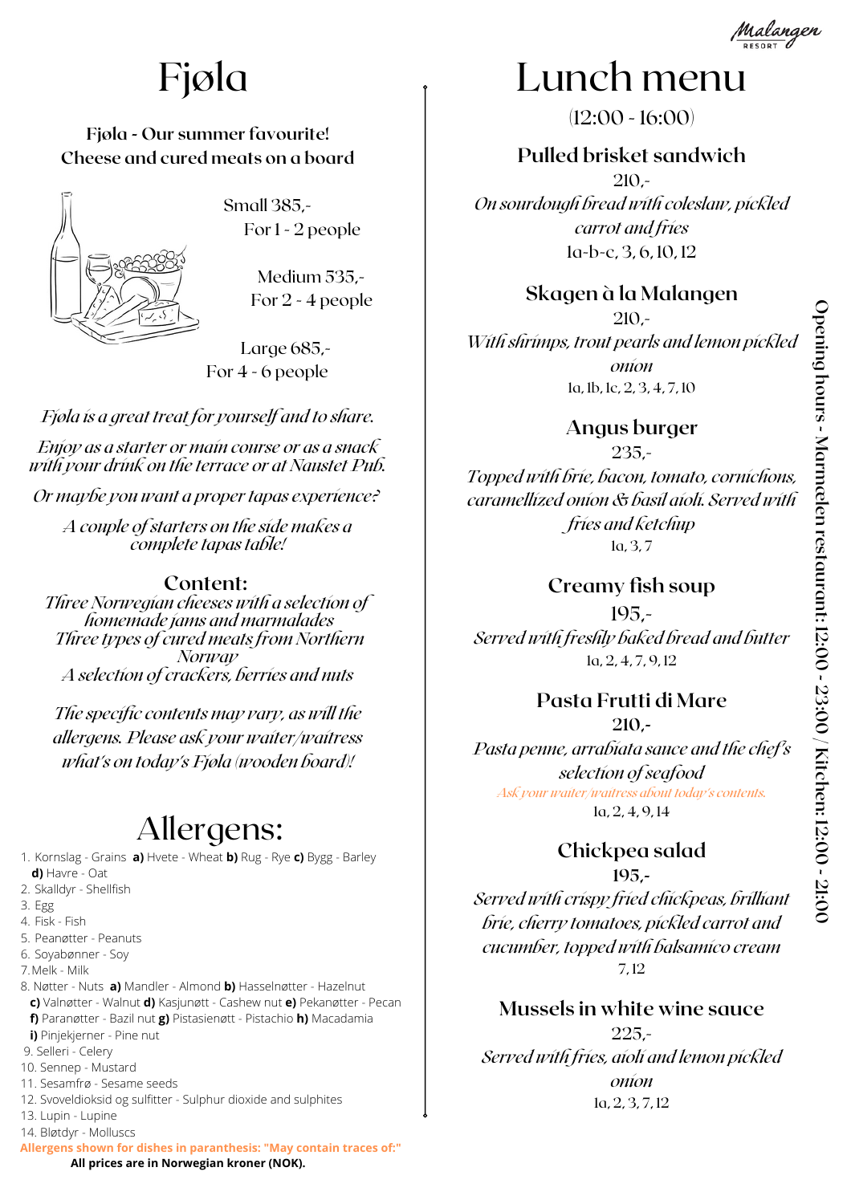# Fjøla

**Fjøla - Our summer favourite!**
**Cheese and cured meats on a board**

Small 385,-
For 1 - 2 people

Medium 535,-
For 2 - 4 people

Large 685,-
For 4 - 6 people

*Fjøla is a great treat for yourself and to share.*

*Enjoy as a starter or main course or as a snack with your drink on the terrace or at Naustet Pub.*

*Or maybe you want a proper tapas experience?*

*A couple of starters on the side makes a complete tapas table!*

### Content:

*Three Norwegian cheeses with a selection of homemade jams and marmalades*
*Three types of cured meats from Northern Norway*
*A selection of crackers, berries and nuts*

*The specific contents may vary, as will the allergens. Please ask your waiter/waitress what's on today's Fjøla (wooden board)!*

# Allergens:

1. Kornslag - Grains **a)** Hvete - Wheat **b)** Rug - Rye **c)** Bygg - Barley **d)** Havre - Oat
2. Skalldyr - Shellfish
3. Egg
4. Fisk - Fish
5. Peanøtter - Peanuts
6. Soyabønner - Soy
7. Melk - Milk
8. Nøtter - Nuts **a)** Mandler - Almond **b)** Hasselnøtter - Hazelnut **c)** Valnøtter - Walnut **d)** Kasjunøtt - Cashew nut **e)** Pekanøtter - Pecan **f)** Paranøtter - Bazil nut **g)** Pistasienøtt - Pistachio **h)** Macadamia **i)** Pinjekjerner - Pine nut
9. Selleri - Celery
10. Sennep - Mustard
11. Sesamfrø - Sesame seeds
12. Svoveldioksid og sulfitter - Sulphur dioxide and sulphites
13. Lupin - Lupine
14. Bløtdyr - Molluscs

**Allergens shown for dishes in paranthesis: "May contain traces of:"**

**All prices are in Norwegian kroner (NOK).**

# Lunch menu

(12:00 - 16:00)

### Pulled brisket sandwich

210,-

*On sourdough bread with coleslaw, pickled carrot and fries*

1a-b-c, 3, 6, 10, 12

### Skagen à la Malangen

210,-

*With shrimps, trout pearls and lemon pickled onion*

1a, 1b, 1c, 2, 3, 4, 7, 10

### Angus burger

235,-

*Topped with brie, bacon, tomato, cornichons, caramellized onion & basil aioli. Served with fries and ketchup*

1a, 3, 7

### Creamy fish soup

195,-

*Served with freshly baked bread and butter*

1a, 2, 4, 7, 9, 12

### Pasta Frutti di Mare

210,-

*Pasta penne, arrabiata sauce and the chef's selection of seafood*

*Ask your waiter/waitress about today's contents.*

1a, 2, 4, 9, 14

### Chickpea salad

195,-

*Served with crispy fried chickpeas, brilliant brie, cherry tomatoes, pickled carrot and cucumber, topped with balsamico cream*

7, 12

### Mussels in white wine sauce

225,-

*Served with fries, aioli and lemon pickled onion*

1a, 2, 3, 7, 12

**Opening hours - Marmælen restaurant: 12:00 - 23:00 / Kitchen: 12:00 - 21:00**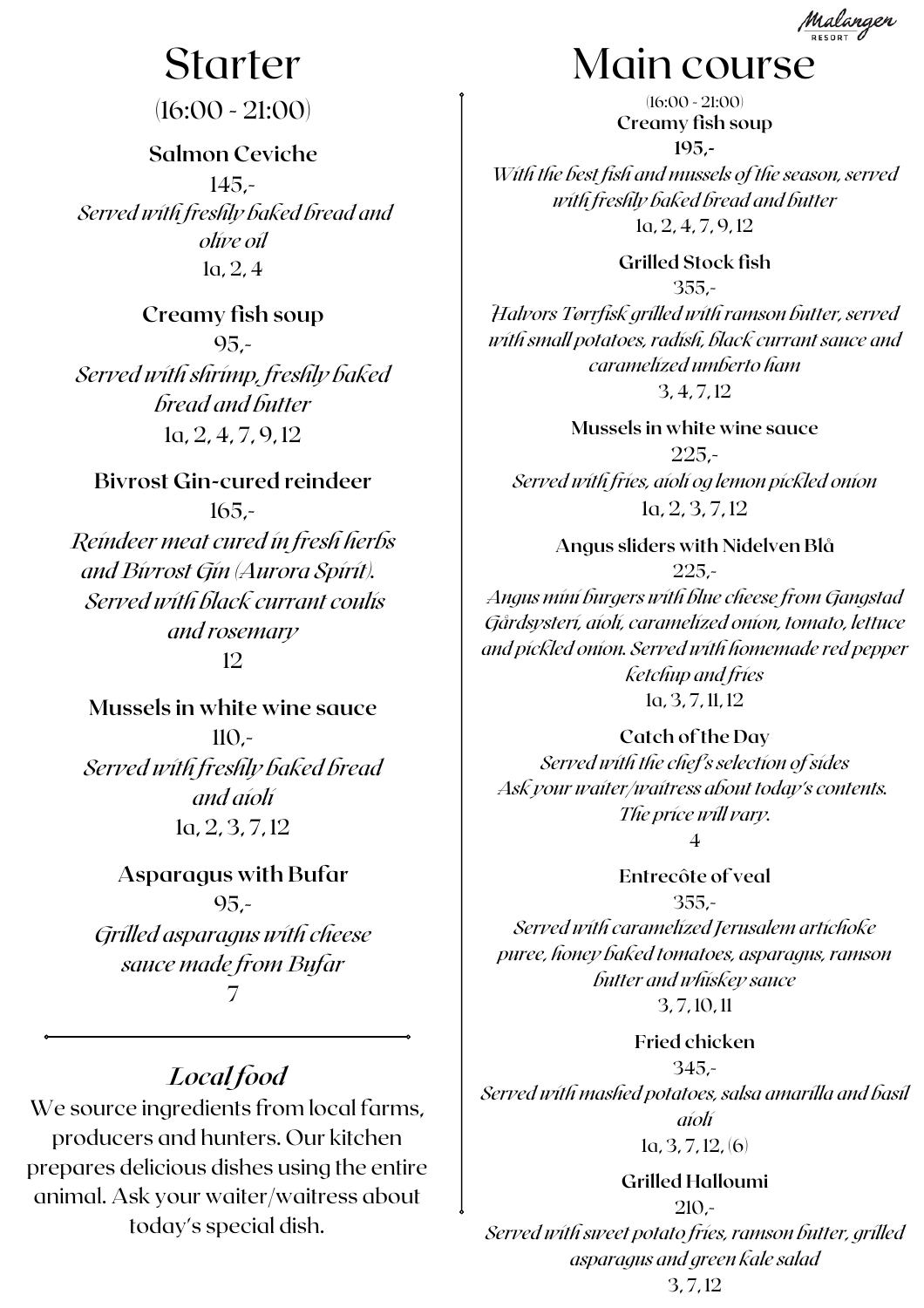# Starter

(16:00 - 21:00)

**Salmon Ceviche**
145,-
*Served with freshly baked bread and olive oil*
1a, 2, 4

**Creamy fish soup**
95,-
*Served with shrimp, freshly baked bread and butter*
1a, 2, 4, 7, 9, 12

**Bivrost Gin-cured reindeer**
165,-
*Reindeer meat cured in fresh herbs and Bivrost Gin (Aurora Spirit). Served with black currant coulis and rosemary*
12

**Mussels in white wine sauce**
110,-
*Served with freshly baked bread and aioli*
1a, 2, 3, 7, 12

**Asparagus with Bufar**
95,-
*Grilled asparagus with cheese sauce made from Bufar*
7

## *Local food*

We source ingredients from local farms, producers and hunters. Our kitchen prepares delicious dishes using the entire animal. Ask your waiter/waitress about today's special dish.

# Main course

(16:00 - 21:00)

**Creamy fish soup**
195,-
*With the best fish and mussels of the season, served with freshly baked bread and butter*
1a, 2, 4, 7, 9, 12

**Grilled Stock fish**
355,-
*Halvors Tørrfisk grilled with ramson butter, served with small potatoes, radish, black currant sauce and caramelized umberto ham*
3, 4, 7, 12

**Mussels in white wine sauce**
225,-
*Served with fries, aioli og lemon pickled onion*
1a, 2, 3, 7, 12

**Angus sliders with Nidelven Blå**
225,-
*Angus mini burgers with blue cheese from Gangstad Gårdsysteri, aioli, caramelized onion, tomato, lettuce and pickled onion. Served with homemade red pepper ketchup and fries*
1a, 3, 7, 11, 12

**Catch of the Day**
*Served with the chef's selection of sides*
*Ask your waiter/waitress about today's contents. The price will vary.*
4

**Entrecôte of veal**
355,-
*Served with caramelized Jerusalem artichoke puree, honey baked tomatoes, asparagus, ramson butter and whiskey sauce*
3, 7, 10, 11

**Fried chicken**
345,-
*Served with mashed potatoes, salsa amarilla and basil aioli*
1a, 3, 7, 12, (6)

**Grilled Halloumi**
210,-
*Served with sweet potato fries, ramson butter, grilled asparagus and green kale salad*
3, 7, 12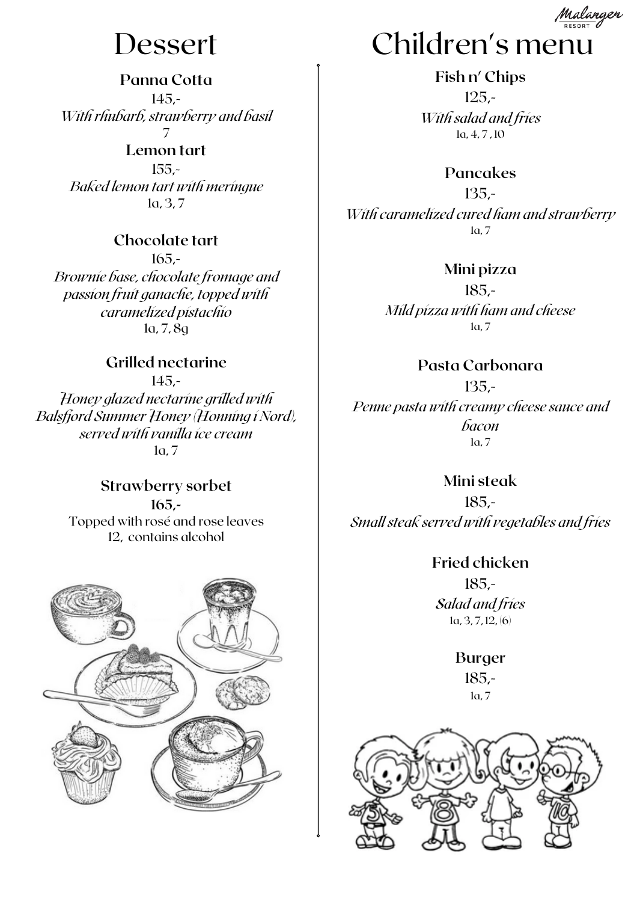# Dessert

### Panna Cotta

145,-

*With rhubarb, strawberry and basil*

7

### Lemon tart

155,-

*Baked lemon tart with meringue*

1a, 3, 7

### Chocolate tart

165,-

*Brownie base, chocolate fromage and passion fruit ganache, topped with caramelized pistachio*

1a, 7, 8g

### Grilled nectarine

145,-

*Honey glazed nectarine grilled with Balsfjord Summer Honey (Honning i Nord), served with vanilla ice cream*

1a, 7

### Strawberry sorbet

**165,-**

Topped with rosé and rose leaves

12, contains alcohol

# Children's menu

### Fish n' Chips

125,-

*With salad and fries*

1a, 4, 7 , 10

### Pancakes

135,-

*With caramelized cured ham and strawberry*

1a, 7

### Mini pizza

185,-

*Mild pizza with ham and cheese*

1a, 7

### Pasta Carbonara

135,-

*Penne pasta with creamy cheese sauce and bacon*

1a, 7

### Mini steak

185,-

*Small steak served with vegetables and fries*

### Fried chicken

185,-

*Salad and fries*

1a, 3, 7, 12, (6)

### Burger

185,-

1a, 7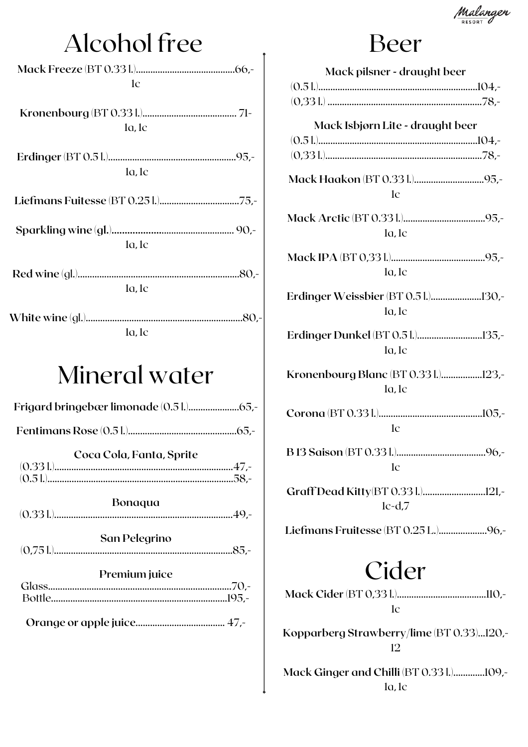# Alcohol free

**Mack Freeze** (BT 0.33 l.)........................................66,-
1c

**Kronenbourg** (BT 0.33 l.)...................................... 71-
1a, 1c

**Erdinger** (BT 0.5 l.)....................................................95,-
1a, 1c

**Liefmans Fuitesse** (BT 0.25 l.)................................75,-

**Sparkling wine** (gl.)................................................ 90,-
1a, 1c

**Red wine** (gl.)..................................................................80,-
1a, 1c

**White wine** (gl.)................................................................80,-
1a, 1c

# Mineral water

**Frigard bringebær limonade** (0.5 l.)....................65,-

**Fentimans Rose** (0.5 l.)............................................65,-

**Coca Cola, Fanta, Sprite**
(0.33 l.).........................................................................47,-
(0.5 l.)...........................................................................58,-

**Bonaqua**
(0.33 l.).........................................................................49,-

**San Pelegrino**
(0,75 l.)........................................................................85,-

**Premium juice**
Glass...........................................................................70,-
Bottle.........................................................................195,-

**Orange or apple juice**.................................... 47,-

# Beer

**Mack pilsner - draught beer**
(0.5 l.)...............................................................104,-
(0,33 l.) .............................................................78,-

**Mack Isbjørn Lite - draught beer**
(0.5 l.)...............................................................104,-
(0,33 l.)..............................................................78,-

**Mack Haakon** (BT 0.33 l.)............................95,-
1c

**Mack Arctic** (BT 0.33 l.)................................95,-
1a, 1c

**Mack IPA** (BT 0,33 l.).......................................95,-
1a, 1c

**Erdinger Weissbier** (BT 0.5 l.)....................130,-
1a, 1c

**Erdinger Dunkel** (BT 0.5 l.)..........................135,-
1a, 1c

**Kronenbourg Blanc** (BT 0.33 l.)................123,-
1a, 1c

**Corona** (BT 0.33 l.).........................................105,-
1c

**B 13 Saison** (BT 0.33 l.)....................................96,-
1c

**Graff Dead Kitty**(BT 0.33 l.).........................121,-
1c-d,7

**Liefmans Fruitesse** (BT 0.25 L.)...................96,-

# Cider

**Mack Cider** (BT 0,33 l.)....................................110,-
1c

**Kopparberg Strawberry/lime** (BT 0.33)...120,-
12

**Mack Ginger and Chilli** (BT 0.33 l.).............109,-
1a, 1c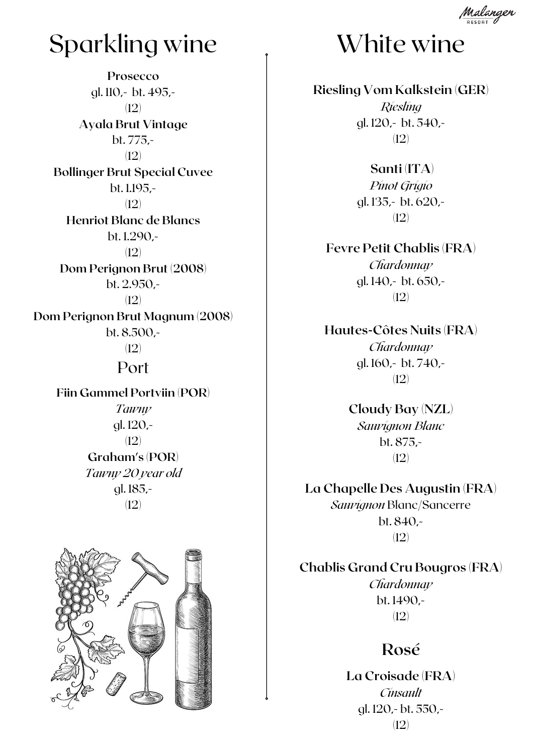# Sparkling wine

**Prosecco**
gl. 110,- bt. 495,-
(12)

**Ayala Brut Vintage**
bt. 775,-
(12)

**Bollinger Brut Special Cuvee**
bt. 1.195,-
(12)

**Henriot Blanc de Blancs**
bt. 1.290,-
(12)

**Dom Perignon Brut (2008)**
bt. 2.950,-
(12)

**Dom Perignon Brut Magnum (2008)**
bt. 8.500,-
(12)

## Port

**Fiin Gammel Portviin (POR)**
*Tawny*
gl. 120,-
(12)

**Graham's (POR)**
*Tawny 20 year old*
gl. 185,-
(12)

# White wine

**Riesling Vom Kalkstein (GER)**
*Riesling*
gl. 120,- bt. 540,-
(12)

**Santi (ITA)**
*Pinot Grigio*
gl. 135,- bt. 620,-
(12)

**Fevre Petit Chablis (FRA)**
*Chardonnay*
gl. 140,- bt. 650,-
(12)

**Hautes-Côtes Nuits (FRA)**
*Chardonnay*
gl. 160,- bt. 740,-
(12)

**Cloudy Bay (NZL)**
*Sauvignon Blanc*
bt. 875,-
(12)

**La Chapelle Des Augustin (FRA)**
*Sauvignon* Blanc/Sancerre
bt. 840,-
(12)

**Chablis Grand Cru Bougros (FRA)**
*Chardonnay*
bt. 1490,-
(12)

## Rosé

**La Croisade (FRA)**
*Cinsault*
gl. 120,- bt. 550,-
(12)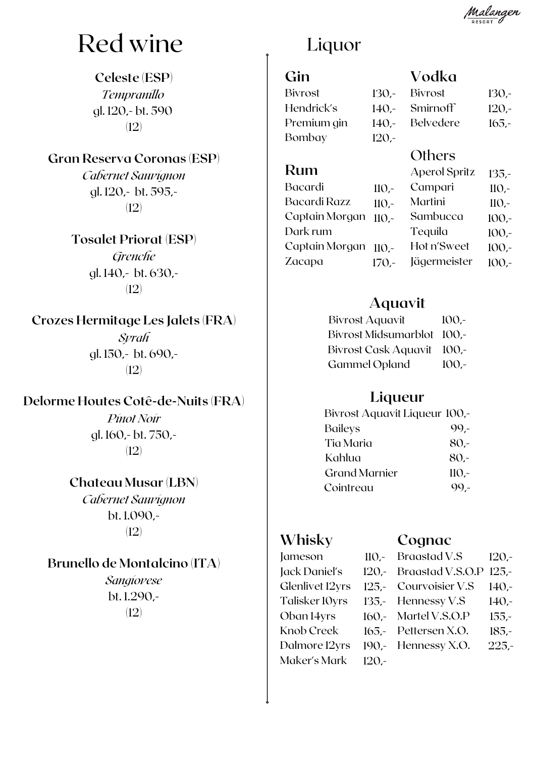# Red wine

**Celeste** (ESP)
*Tempranillo*
gl. 120,- bt. 590
(12)

**Gran Reserva Coronas** (ESP)
*Cabernet Sauvignon*
gl. 120,- bt. 595,-
(12)

**Tosalet Priorat** (ESP)
*Grenche*
gl. 140,- bt. 630,-
(12)

**Crozes Hermitage Les Jalets** (FRA)
*Syrah*
gl. 150,- bt. 690,-
(12)

**Delorme Houtes Cotê-de-Nuits** (FRA)
*Pinot Noir*
gl. 160,- bt. 750,-
(12)

**Chateau Musar** (LBN)
*Cabernet Sauvignon*
bt. 1.090,-
(12)

**Brunello de Montalcino** (ITA)
*Sangiovese*
bt. 1.290,-
(12)

# Liquor

## Gin

| | |
|---|---|
| Bivrost | 130,- |
| Hendrick's | 140,- |
| Premium gin | 140,- |
| Bombay | 120,- |

## Rum

| | |
|---|---|
| Bacardi | 110,- |
| Bacardi Razz | 110,- |
| Captain Morgan | 110,- |
| Dark rum | |
| Captain Morgan | 110,- |
| Zacapa | 170,- |

## Vodka

| | |
|---|---|
| Bivrost | 130,- |
| Smirnoff | 120,- |
| Belvedere | 165,- |

## Others

| | |
|---|---|
| Aperol Spritz | 135,- |
| Campari | 110,- |
| Martini | 110,- |
| Sambucca | 100,- |
| Tequila | 100,- |
| Hot n'Sweet | 100,- |
| Jägermeister | 100,- |

## Aquavit

| | |
|---|---|
| Bivrost Aquavit | 100,- |
| Bivrost Midsumarblot | 100,- |
| Bivrost Cask Aquavit | 100,- |
| Gammel Opland | 100,- |

## Liqueur

| | |
|---|---|
| Bivrost Aquavit Liqueur | 100,- |
| Baileys | 99,- |
| Tia Maria | 80,- |
| Kahlua | 80,- |
| Grand Marnier | 110,- |
| Cointreau | 99,- |

## Whisky

| | |
|---|---|
| Jameson | 110,- |
| Jack Daniel's | 120,- |
| Glenlivet 12yrs | 125,- |
| Talisker 10yrs | 135,- |
| Oban 14yrs | 160,- |
| Knob Creek | 165,- |
| Dalmore 12yrs | 190,- |
| Maker's Mark | 120,- |

## Cognac

| | |
|---|---|
| Braastad V.S | 120,- |
| Braastad V.S.O.P | 125,- |
| Courvoisier V.S | 140,- |
| Hennessy V.S | 140,- |
| Martel V.S.O.P | 155,- |
| Pettersen X.O. | 185,- |
| Hennessy X.O. | 225,- |